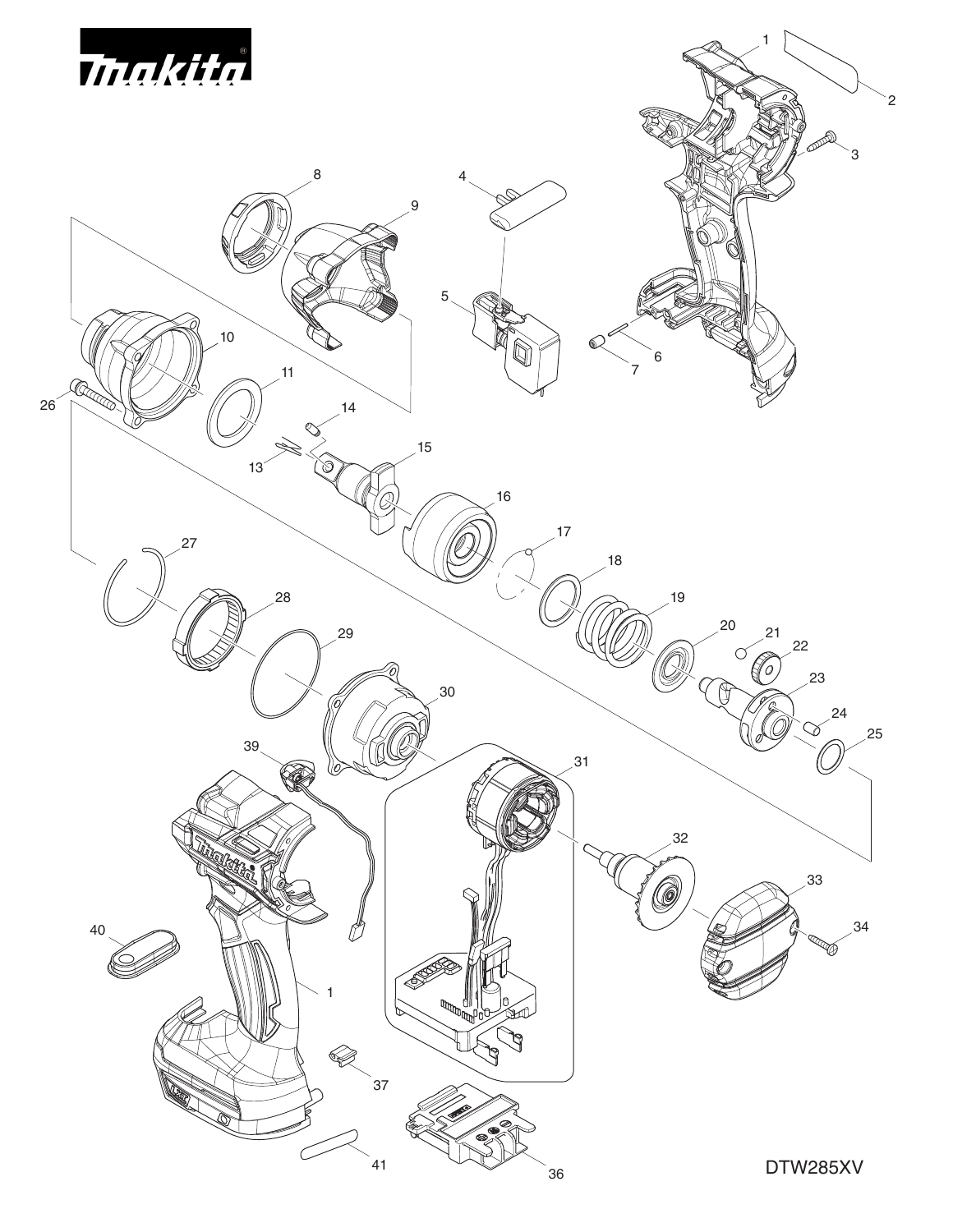Makita

DTW285XV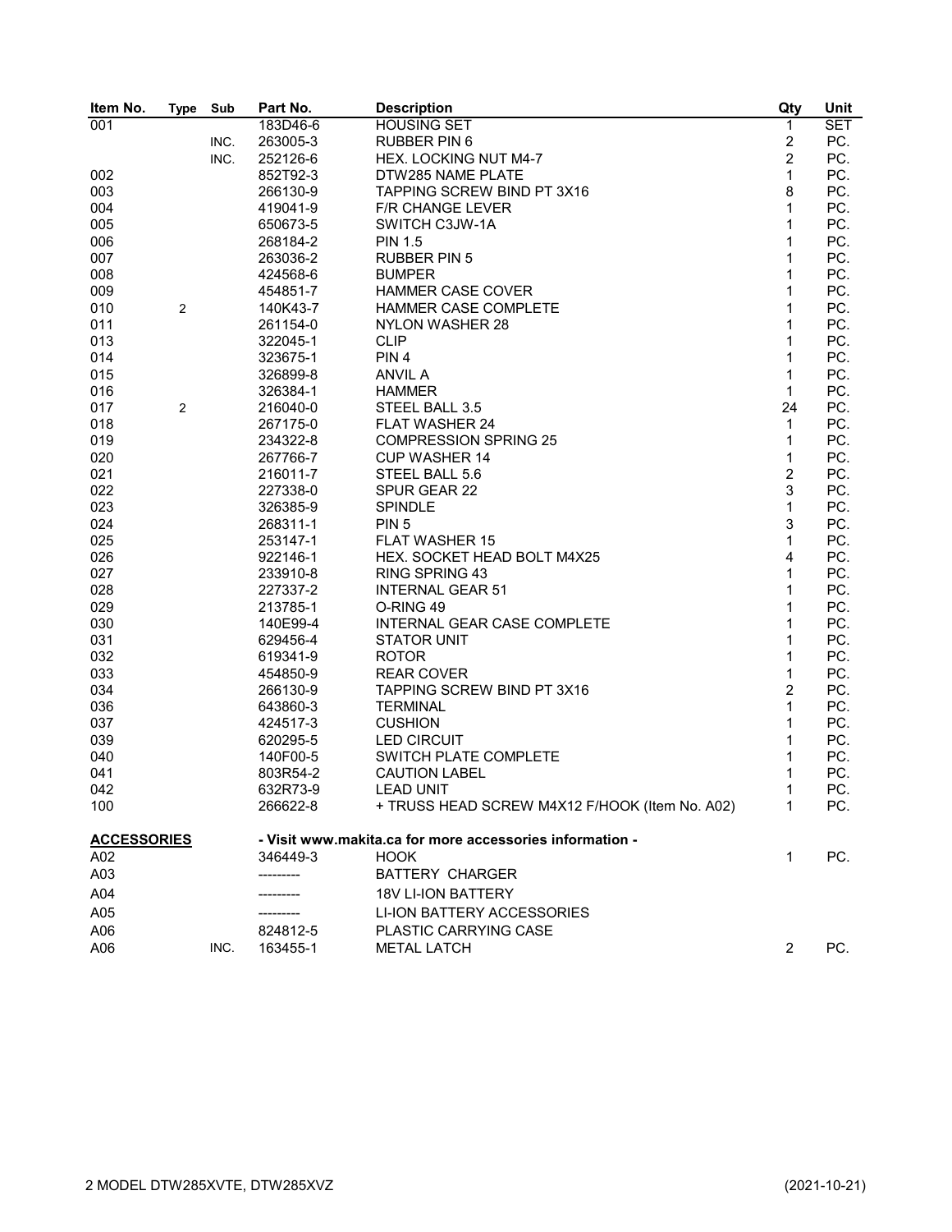| Item No. | Type | Sub | Part No. | Description | Qty | Unit |
|---|---|---|---|---|---|---|
| 001 | | | 183D46-6 | HOUSING SET | 1 | SET |
| | | INC. | 263005-3 | RUBBER PIN 6 | 2 | PC. |
| | | INC. | 252126-6 | HEX. LOCKING NUT M4-7 | 2 | PC. |
| 002 | | | 852T92-3 | DTW285 NAME PLATE | 1 | PC. |
| 003 | | | 266130-9 | TAPPING SCREW BIND PT 3X16 | 8 | PC. |
| 004 | | | 419041-9 | F/R CHANGE LEVER | 1 | PC. |
| 005 | | | 650673-5 | SWITCH C3JW-1A | 1 | PC. |
| 006 | | | 268184-2 | PIN 1.5 | 1 | PC. |
| 007 | | | 263036-2 | RUBBER PIN 5 | 1 | PC. |
| 008 | | | 424568-6 | BUMPER | 1 | PC. |
| 009 | | | 454851-7 | HAMMER CASE COVER | 1 | PC. |
| 010 | 2 | | 140K43-7 | HAMMER CASE COMPLETE | 1 | PC. |
| 011 | | | 261154-0 | NYLON WASHER 28 | 1 | PC. |
| 013 | | | 322045-1 | CLIP | 1 | PC. |
| 014 | | | 323675-1 | PIN 4 | 1 | PC. |
| 015 | | | 326899-8 | ANVIL A | 1 | PC. |
| 016 | | | 326384-1 | HAMMER | 1 | PC. |
| 017 | 2 | | 216040-0 | STEEL BALL 3.5 | 24 | PC. |
| 018 | | | 267175-0 | FLAT WASHER 24 | 1 | PC. |
| 019 | | | 234322-8 | COMPRESSION SPRING 25 | 1 | PC. |
| 020 | | | 267766-7 | CUP WASHER 14 | 1 | PC. |
| 021 | | | 216011-7 | STEEL BALL 5.6 | 2 | PC. |
| 022 | | | 227338-0 | SPUR GEAR 22 | 3 | PC. |
| 023 | | | 326385-9 | SPINDLE | 1 | PC. |
| 024 | | | 268311-1 | PIN 5 | 3 | PC. |
| 025 | | | 253147-1 | FLAT WASHER 15 | 1 | PC. |
| 026 | | | 922146-1 | HEX. SOCKET HEAD BOLT M4X25 | 4 | PC. |
| 027 | | | 233910-8 | RING SPRING 43 | 1 | PC. |
| 028 | | | 227337-2 | INTERNAL GEAR 51 | 1 | PC. |
| 029 | | | 213785-1 | O-RING 49 | 1 | PC. |
| 030 | | | 140E99-4 | INTERNAL GEAR CASE COMPLETE | 1 | PC. |
| 031 | | | 629456-4 | STATOR UNIT | 1 | PC. |
| 032 | | | 619341-9 | ROTOR | 1 | PC. |
| 033 | | | 454850-9 | REAR COVER | 1 | PC. |
| 034 | | | 266130-9 | TAPPING SCREW BIND PT 3X16 | 2 | PC. |
| 036 | | | 643860-3 | TERMINAL | 1 | PC. |
| 037 | | | 424517-3 | CUSHION | 1 | PC. |
| 039 | | | 620295-5 | LED CIRCUIT | 1 | PC. |
| 040 | | | 140F00-5 | SWITCH PLATE COMPLETE | 1 | PC. |
| 041 | | | 803R54-2 | CAUTION LABEL | 1 | PC. |
| 042 | | | 632R73-9 | LEAD UNIT | 1 | PC. |
| 100 | | | 266622-8 | + TRUSS HEAD SCREW M4X12 F/HOOK (Item No. A02) | 1 | PC. |

**ACCESSORIES** - Visit www.makita.ca for more accessories information -

| Item No. | Type | Sub | Part No. | Description | Qty | Unit |
|---|---|---|---|---|---|---|
| A02 | | | 346449-3 | HOOK | 1 | PC. |
| A03 | | | --------- | BATTERY CHARGER | | |
| A04 | | | --------- | 18V LI-ION BATTERY | | |
| A05 | | | --------- | LI-ION BATTERY ACCESSORIES | | |
| A06 | | | 824812-5 | PLASTIC CARRYING CASE | | |
| A06 | | INC. | 163455-1 | METAL LATCH | 2 | PC. |

2 MODEL DTW285XVTE, DTW285XVZ (2021-10-21)